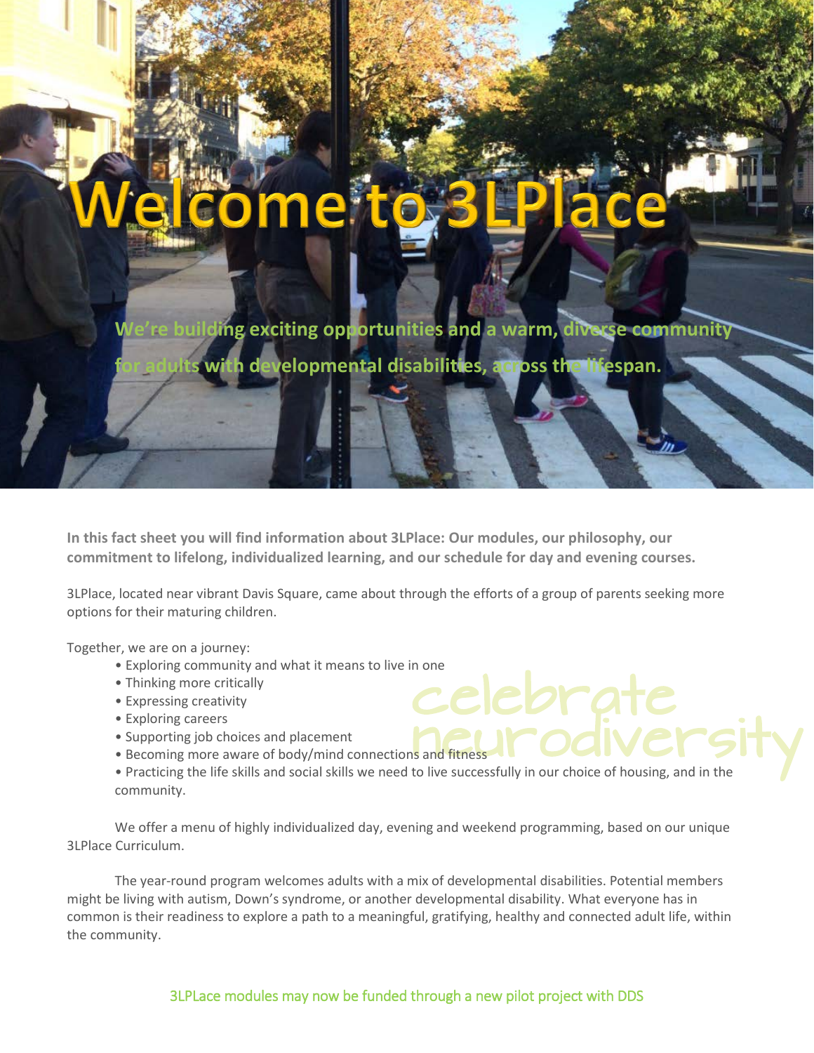# Welcome to 3LPlace

**We're building exciting opportunities and a warm, diverse community for adults with developmental disabilities, across the lifespan.**

**In this fact sheet you will find information about 3LPlace: Our modules, our philosophy, our commitment to lifelong, individualized learning, and our schedule for day and evening courses.**

3LPlace, located near vibrant Davis Square, came about through the efforts of a group of parents seeking more options for their maturing children.

celebrate neurodiversity

Together, we are on a journey:

- Exploring community and what it means to live in one
- Thinking more critically
- Expressing creativity
- Exploring careers
- Supporting job choices and placement
- Becoming more aware of body/mind connections and fitness
- Practicing the life skills and social skills we need to live successfully in our choice of housing, and in the community.

We offer a menu of highly individualized day, evening and weekend programming, based on our unique 3LPlace Curriculum.

The year-round program welcomes adults with a mix of developmental disabilities. Potential members might be living with autism, Down's syndrome, or another developmental disability. What everyone has in common is their readiness to explore a path to a meaningful, gratifying, healthy and connected adult life, within the community.

3LPLace modules may now be funded through a new pilot project with DDS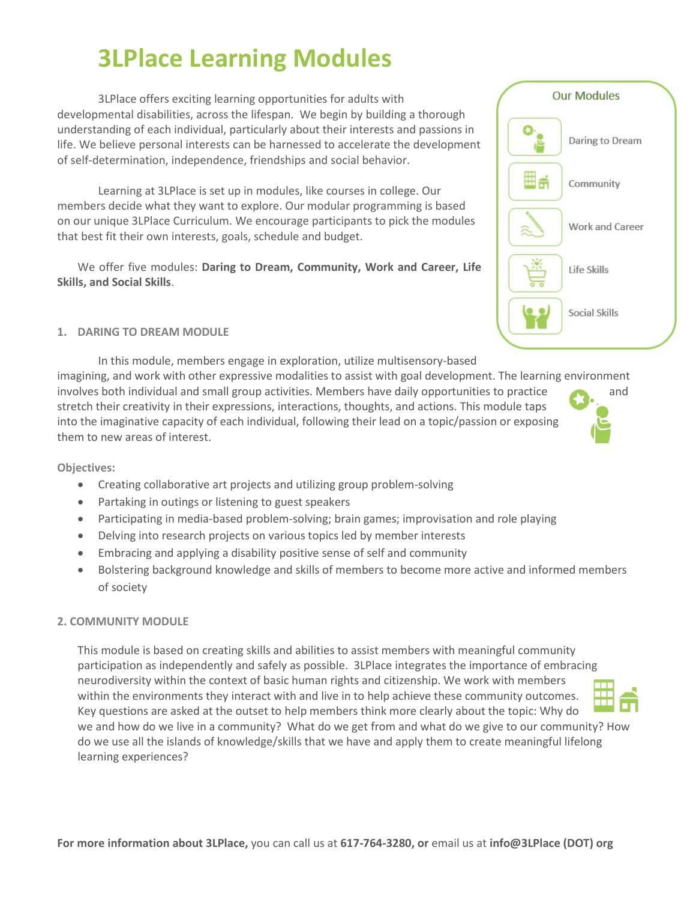# 3LPlace Learning Modules

3LPlace offers exciting learning opportunities for adults with developmental disabilities, across the lifespan. We begin by building a thorough understanding of each individual, particularly about their interests and passions in life. We believe personal interests can be harnessed to accelerate the development of self-determination, independence, friendships and social behavior.

Learning at 3LPlace is set up in modules, like courses in college. Our members decide what they want to explore. Our modular programming is based on our unique 3LPlace Curriculum. We encourage participants to pick the modules that best fit their own interests, goals, schedule and budget.

We offer five modules: **Daring to Dream, Community, Work and Career, Life Skills, and Social Skills**.

Our Modules

- Daring to Dream
- Community
- Work and Career
- Life Skills
- Social Skills

### 1. DARING TO DREAM MODULE

In this module, members engage in exploration, utilize multisensory-based imagining, and work with other expressive modalities to assist with goal development. The learning environment involves both individual and small group activities. Members have daily opportunities to practice and stretch their creativity in their expressions, interactions, thoughts, and actions. This module taps into the imaginative capacity of each individual, following their lead on a topic/passion or exposing them to new areas of interest.

**Objectives:**

- Creating collaborative art projects and utilizing group problem-solving
- Partaking in outings or listening to guest speakers
- Participating in media-based problem-solving; brain games; improvisation and role playing
- Delving into research projects on various topics led by member interests
- Embracing and applying a disability positive sense of self and community
- Bolstering background knowledge and skills of members to become more active and informed members of society

### 2. COMMUNITY MODULE

This module is based on creating skills and abilities to assist members with meaningful community participation as independently and safely as possible. 3LPlace integrates the importance of embracing neurodiversity within the context of basic human rights and citizenship. We work with members within the environments they interact with and live in to help achieve these community outcomes. Key questions are asked at the outset to help members think more clearly about the topic: Why do we and how do we live in a community? What do we get from and what do we give to our community? How do we use all the islands of knowledge/skills that we have and apply them to create meaningful lifelong learning experiences?

**For more information about 3LPlace,** you can call us at **617-764-3280, or** email us at **info@3LPlace (DOT) org**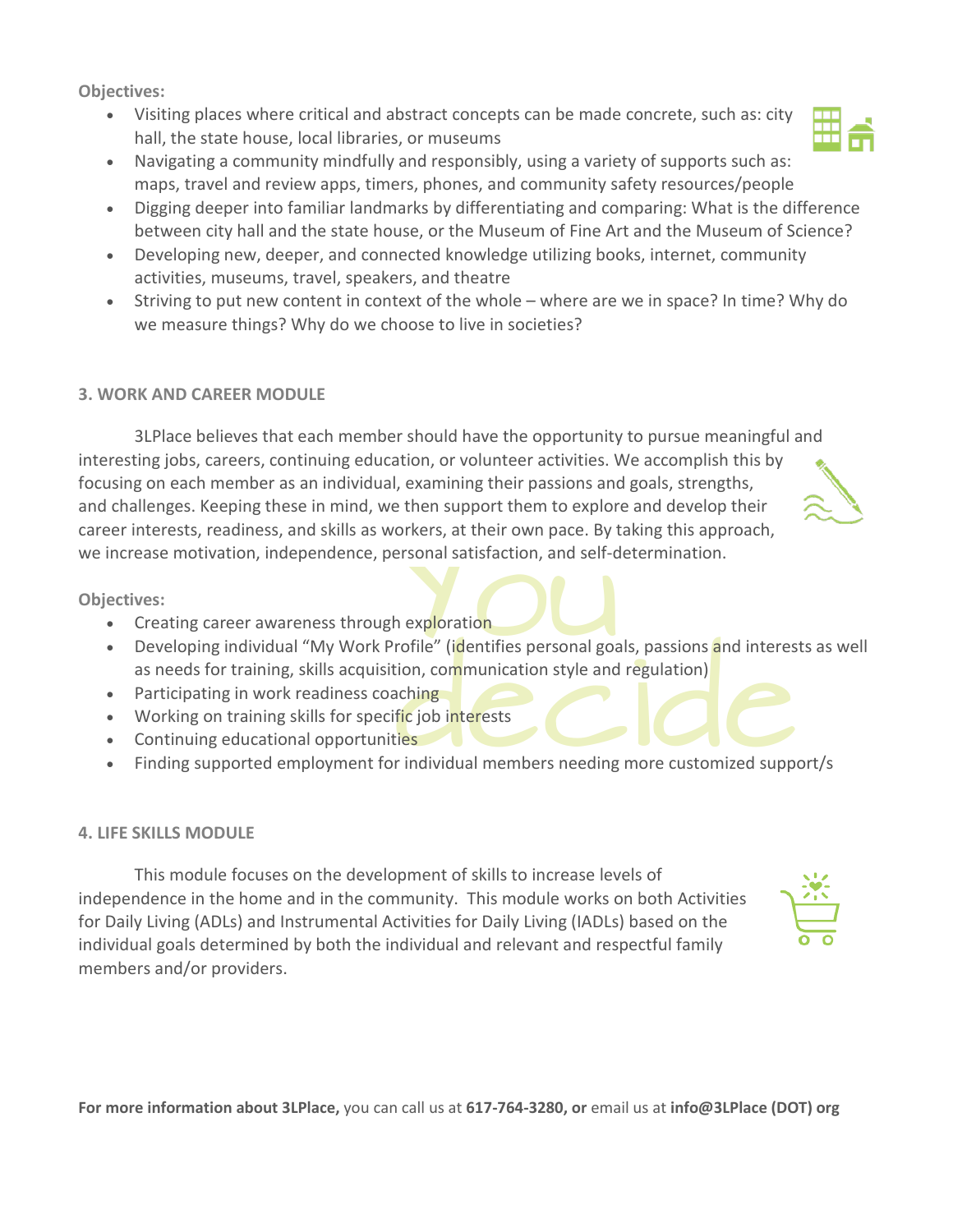**Objectives:**

- Visiting places where critical and abstract concepts can be made concrete, such as: city hall, the state house, local libraries, or museums
- Navigating a community mindfully and responsibly, using a variety of supports such as: maps, travel and review apps, timers, phones, and community safety resources/people
- Digging deeper into familiar landmarks by differentiating and comparing: What is the difference between city hall and the state house, or the Museum of Fine Art and the Museum of Science?
- Developing new, deeper, and connected knowledge utilizing books, internet, community activities, museums, travel, speakers, and theatre
- Striving to put new content in context of the whole – where are we in space? In time? Why do we measure things? Why do we choose to live in societies?

**3. WORK AND CAREER MODULE**

3LPlace believes that each member should have the opportunity to pursue meaningful and interesting jobs, careers, continuing education, or volunteer activities. We accomplish this by focusing on each member as an individual, examining their passions and goals, strengths, and challenges. Keeping these in mind, we then support them to explore and develop their career interests, readiness, and skills as workers, at their own pace. By taking this approach, we increase motivation, independence, personal satisfaction, and self-determination.

**Objectives:**

- Creating career awareness through exploration
- Developing individual "My Work Profile" (identifies personal goals, passions and interests as well as needs for training, skills acquisition, communication style and regulation)
- Participating in work readiness coaching
- Working on training skills for specific job interests
- Continuing educational opportunities
- Finding supported employment for individual members needing more customized support/s

**4. LIFE SKILLS MODULE**

This module focuses on the development of skills to increase levels of independence in the home and in the community. This module works on both Activities for Daily Living (ADLs) and Instrumental Activities for Daily Living (IADLs) based on the individual goals determined by both the individual and relevant and respectful family members and/or providers.

**For more information about 3LPlace,** you can call us at **617-764-3280, or** email us at **info@3LPlace (DOT) org**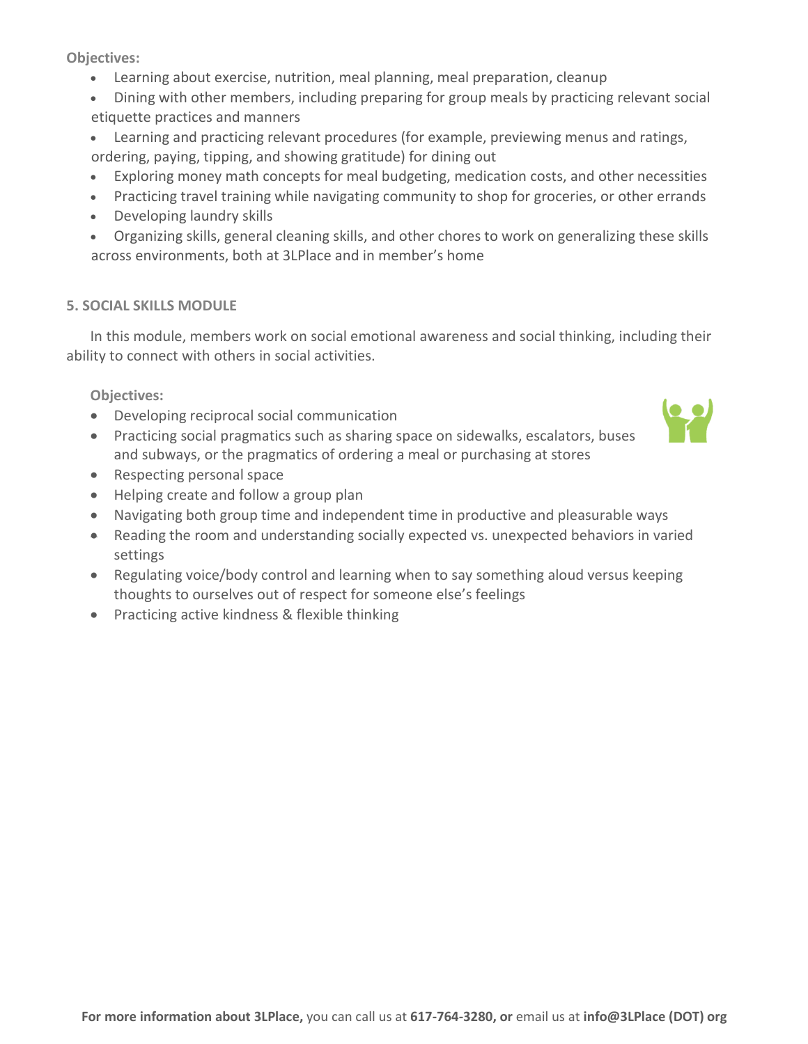**Objectives:**

- Learning about exercise, nutrition, meal planning, meal preparation, cleanup
- Dining with other members, including preparing for group meals by practicing relevant social etiquette practices and manners
- Learning and practicing relevant procedures (for example, previewing menus and ratings, ordering, paying, tipping, and showing gratitude) for dining out
- Exploring money math concepts for meal budgeting, medication costs, and other necessities
- Practicing travel training while navigating community to shop for groceries, or other errands
- Developing laundry skills
- Organizing skills, general cleaning skills, and other chores to work on generalizing these skills across environments, both at 3LPlace and in member's home

## 5. SOCIAL SKILLS MODULE

In this module, members work on social emotional awareness and social thinking, including their ability to connect with others in social activities.

**Objectives:**

- Developing reciprocal social communication
- Practicing social pragmatics such as sharing space on sidewalks, escalators, buses and subways, or the pragmatics of ordering a meal or purchasing at stores
- Respecting personal space
- Helping create and follow a group plan
- Navigating both group time and independent time in productive and pleasurable ways
- Reading the room and understanding socially expected vs. unexpected behaviors in varied settings
- Regulating voice/body control and learning when to say something aloud versus keeping thoughts to ourselves out of respect for someone else's feelings
- Practicing active kindness & flexible thinking

**For more information about 3LPlace,** you can call us at **617-764-3280, or** email us at **info@3LPlace (DOT) org**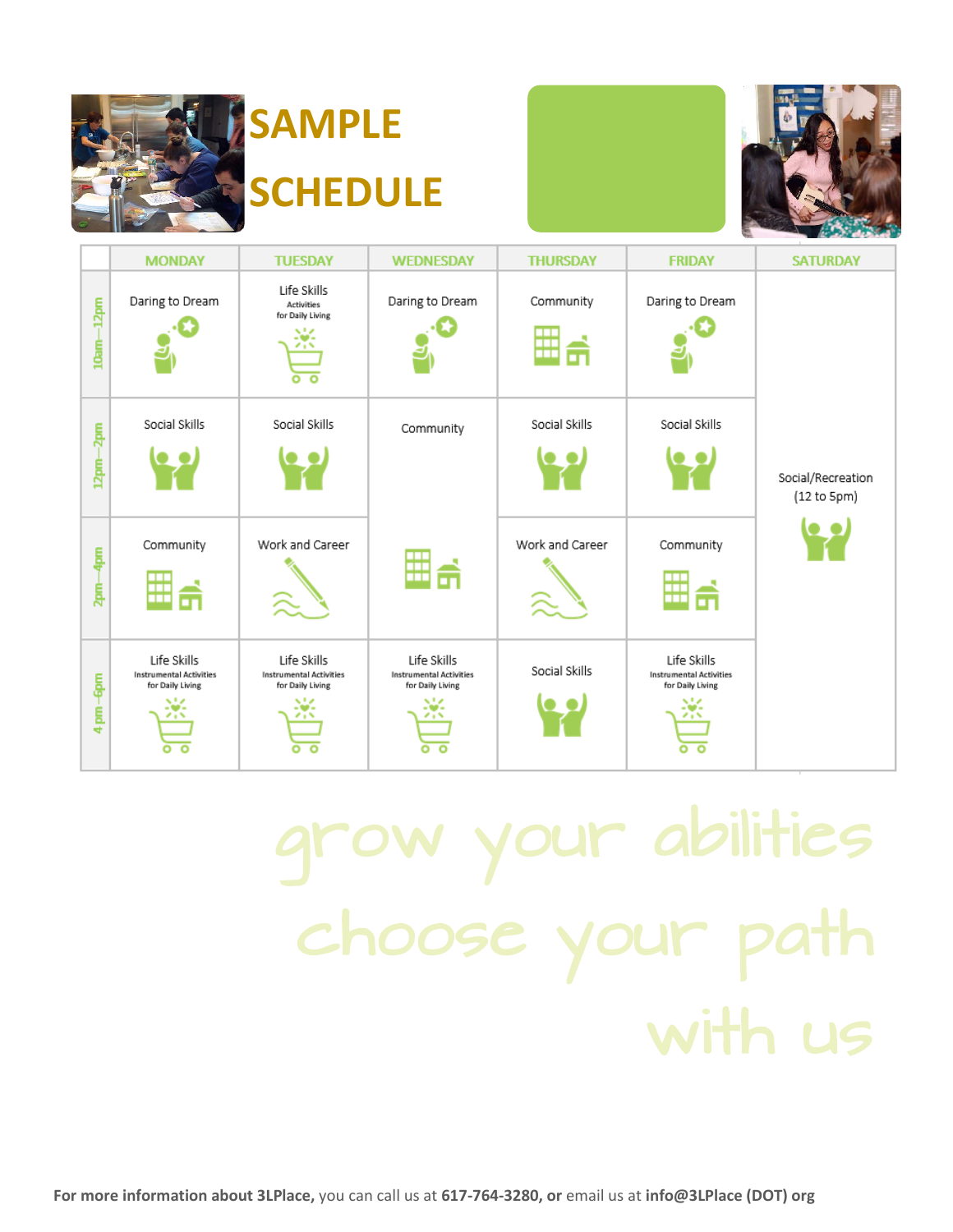# SAMPLE SCHEDULE

| | MONDAY | TUESDAY | WEDNESDAY | THURSDAY | FRIDAY | SATURDAY |
|---|---|---|---|---|---|---|
| 10am—12pm | Daring to Dream | Life Skills Activities for Daily Living | Daring to Dream | Community | Daring to Dream | Social/Recreation (12 to 5pm) |
| 12pm—2pm | Social Skills | Social Skills | Community | Social Skills | Social Skills | |
| 2pm—4pm | Community | Work and Career | | Work and Career | Community | |
| 4 pm—6pm | Life Skills Instrumental Activities for Daily Living | Life Skills Instrumental Activities for Daily Living | Life Skills Instrumental Activities for Daily Living | Social Skills | Life Skills Instrumental Activities for Daily Living | |

grow your abilities

choose your path

with us

**For more information about 3LPlace,** you can call us at **617-764-3280, or** email us at **info@3LPlace (DOT) org**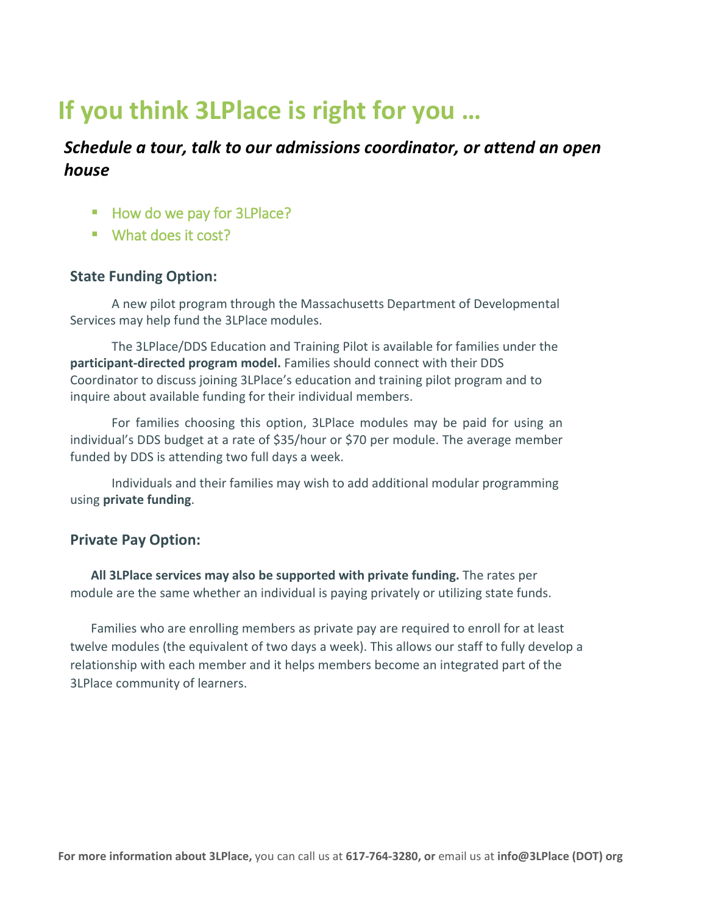# If you think 3LPlace is right for you …

## *Schedule a tour, talk to our admissions coordinator, or attend an open house*

- How do we pay for 3LPlace?
- What does it cost?

### State Funding Option:

A new pilot program through the Massachusetts Department of Developmental Services may help fund the 3LPlace modules.

The 3LPlace/DDS Education and Training Pilot is available for families under the **participant-directed program model.** Families should connect with their DDS Coordinator to discuss joining 3LPlace's education and training pilot program and to inquire about available funding for their individual members.

For families choosing this option, 3LPlace modules may be paid for using an individual's DDS budget at a rate of $35/hour or $70 per module. The average member funded by DDS is attending two full days a week.

Individuals and their families may wish to add additional modular programming using **private funding**.

### Private Pay Option:

**All 3LPlace services may also be supported with private funding.** The rates per module are the same whether an individual is paying privately or utilizing state funds.

Families who are enrolling members as private pay are required to enroll for at least twelve modules (the equivalent of two days a week). This allows our staff to fully develop a relationship with each member and it helps members become an integrated part of the 3LPlace community of learners.

**For more information about 3LPlace,** you can call us at **617-764-3280, or** email us at **info@3LPlace (DOT) org**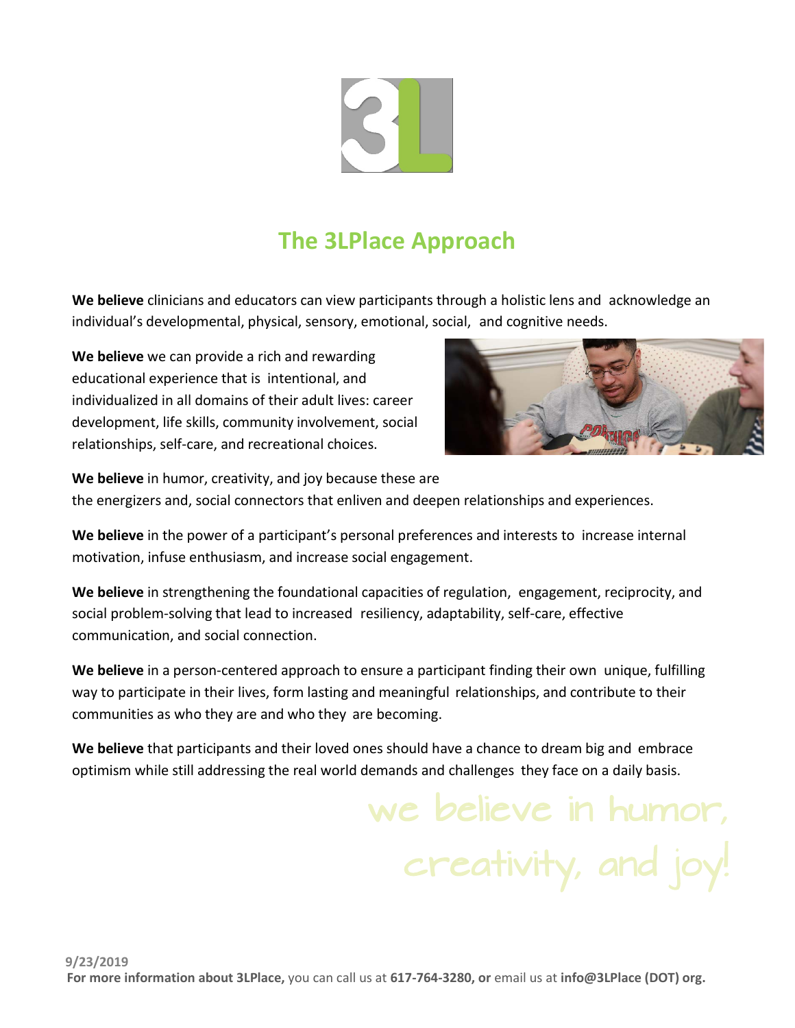# The 3LPlace Approach

**We believe** clinicians and educators can view participants through a holistic lens and acknowledge an individual's developmental, physical, sensory, emotional, social, and cognitive needs.

**We believe** we can provide a rich and rewarding educational experience that is intentional, and individualized in all domains of their adult lives: career development, life skills, community involvement, social relationships, self-care, and recreational choices.

**We believe** in humor, creativity, and joy because these are the energizers and, social connectors that enliven and deepen relationships and experiences.

**We believe** in the power of a participant's personal preferences and interests to increase internal motivation, infuse enthusiasm, and increase social engagement.

**We believe** in strengthening the foundational capacities of regulation, engagement, reciprocity, and social problem-solving that lead to increased resiliency, adaptability, self-care, effective communication, and social connection.

**We believe** in a person-centered approach to ensure a participant finding their own unique, fulfilling way to participate in their lives, form lasting and meaningful relationships, and contribute to their communities as who they are and who they are becoming.

**We believe** that participants and their loved ones should have a chance to dream big and embrace optimism while still addressing the real world demands and challenges they face on a daily basis.

we believe in humor, creativity, and joy!

**9/23/2019**

**For more information about 3LPlace,** you can call us at **617-764-3280, or** email us at **info@3LPlace (DOT) org.**